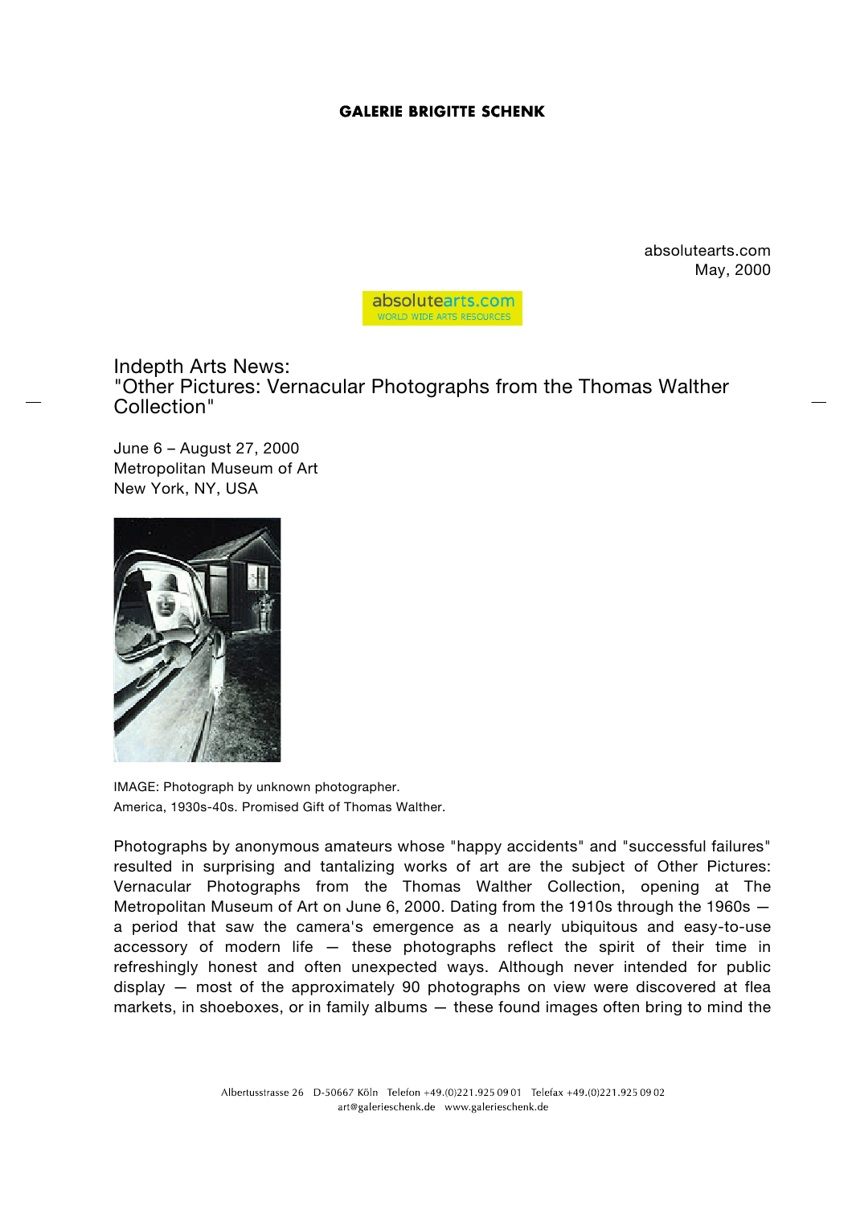# GALERIE BRIGITTE SCHENK

absolutearts.com
May, 2000

absolutearts.com
WORLD WIDE ARTS RESOURCES

## Indepth Arts News:
## "Other Pictures: Vernacular Photographs from the Thomas Walther Collection"

June 6 – August 27, 2000
Metropolitan Museum of Art
New York, NY, USA

IMAGE: Photograph by unknown photographer.
America, 1930s-40s. Promised Gift of Thomas Walther.

Photographs by anonymous amateurs whose "happy accidents" and "successful failures" resulted in surprising and tantalizing works of art are the subject of Other Pictures: Vernacular Photographs from the Thomas Walther Collection, opening at The Metropolitan Museum of Art on June 6, 2000. Dating from the 1910s through the 1960s — a period that saw the camera's emergence as a nearly ubiquitous and easy-to-use accessory of modern life — these photographs reflect the spirit of their time in refreshingly honest and often unexpected ways. Although never intended for public display — most of the approximately 90 photographs on view were discovered at flea markets, in shoeboxes, or in family albums — these found images often bring to mind the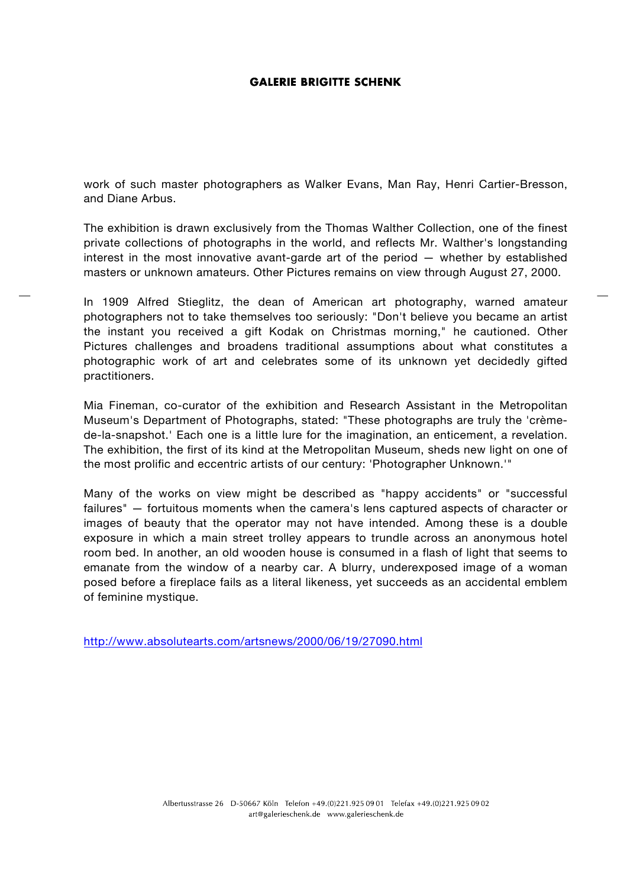work of such master photographers as Walker Evans, Man Ray, Henri Cartier-Bresson, and Diane Arbus.

The exhibition is drawn exclusively from the Thomas Walther Collection, one of the finest private collections of photographs in the world, and reflects Mr. Walther's longstanding interest in the most innovative avant-garde art of the period — whether by established masters or unknown amateurs. Other Pictures remains on view through August 27, 2000.

In 1909 Alfred Stieglitz, the dean of American art photography, warned amateur photographers not to take themselves too seriously: "Don't believe you became an artist the instant you received a gift Kodak on Christmas morning," he cautioned. Other Pictures challenges and broadens traditional assumptions about what constitutes a photographic work of art and celebrates some of its unknown yet decidedly gifted practitioners.

Mia Fineman, co-curator of the exhibition and Research Assistant in the Metropolitan Museum's Department of Photographs, stated: "These photographs are truly the 'crème-de-la-snapshot.' Each one is a little lure for the imagination, an enticement, a revelation. The exhibition, the first of its kind at the Metropolitan Museum, sheds new light on one of the most prolific and eccentric artists of our century: 'Photographer Unknown.'"

Many of the works on view might be described as "happy accidents" or "successful failures" — fortuitous moments when the camera's lens captured aspects of character or images of beauty that the operator may not have intended. Among these is a double exposure in which a main street trolley appears to trundle across an anonymous hotel room bed. In another, an old wooden house is consumed in a flash of light that seems to emanate from the window of a nearby car. A blurry, underexposed image of a woman posed before a fireplace fails as a literal likeness, yet succeeds as an accidental emblem of feminine mystique.

http://www.absolutearts.com/artsnews/2000/06/19/27090.html